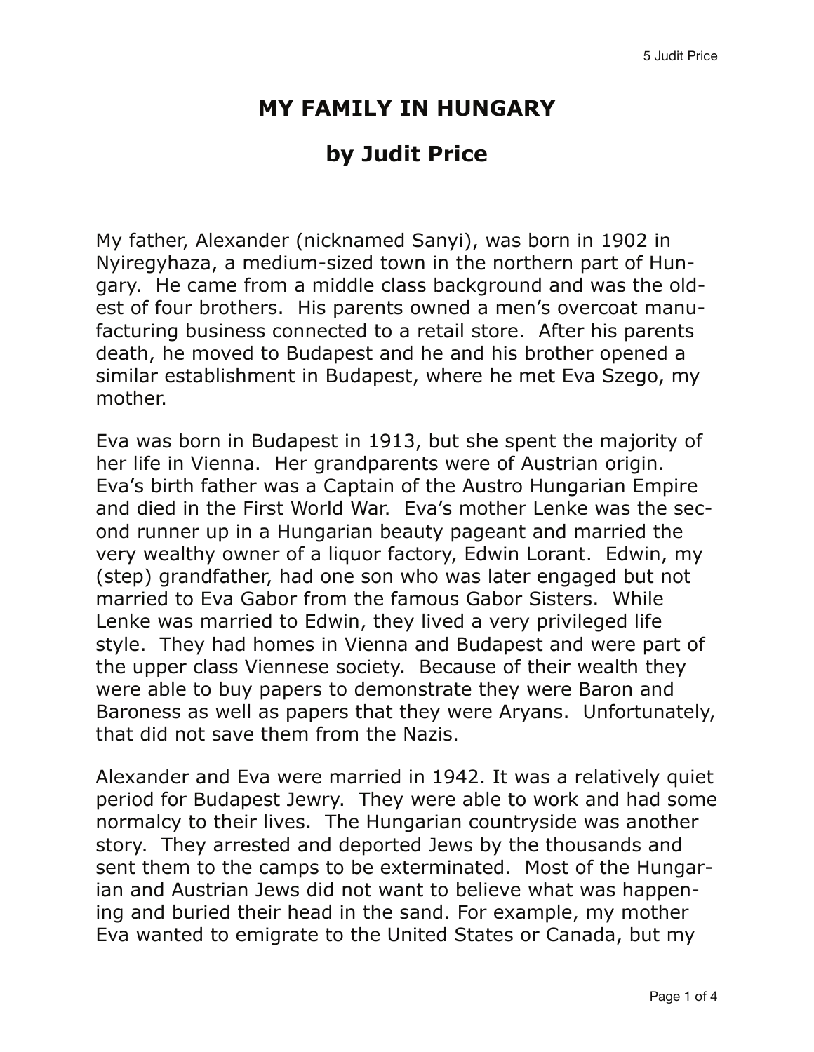# MY FAMILY IN HUNGARY

## by Judit Price

My father, Alexander (nicknamed Sanyi), was born in 1902 in Nyiregyhaza, a medium-sized town in the northern part of Hungary. He came from a middle class background and was the oldest of four brothers. His parents owned a men's overcoat manufacturing business connected to a retail store. After his parents death, he moved to Budapest and he and his brother opened a similar establishment in Budapest, where he met Eva Szego, my mother.

Eva was born in Budapest in 1913, but she spent the majority of her life in Vienna. Her grandparents were of Austrian origin. Eva's birth father was a Captain of the Austro Hungarian Empire and died in the First World War. Eva's mother Lenke was the second runner up in a Hungarian beauty pageant and married the very wealthy owner of a liquor factory, Edwin Lorant. Edwin, my (step) grandfather, had one son who was later engaged but not married to Eva Gabor from the famous Gabor Sisters. While Lenke was married to Edwin, they lived a very privileged life style. They had homes in Vienna and Budapest and were part of the upper class Viennese society. Because of their wealth they were able to buy papers to demonstrate they were Baron and Baroness as well as papers that they were Aryans. Unfortunately, that did not save them from the Nazis.

Alexander and Eva were married in 1942. It was a relatively quiet period for Budapest Jewry. They were able to work and had some normalcy to their lives. The Hungarian countryside was another story. They arrested and deported Jews by the thousands and sent them to the camps to be exterminated. Most of the Hungarian and Austrian Jews did not want to believe what was happening and buried their head in the sand. For example, my mother Eva wanted to emigrate to the United States or Canada, but my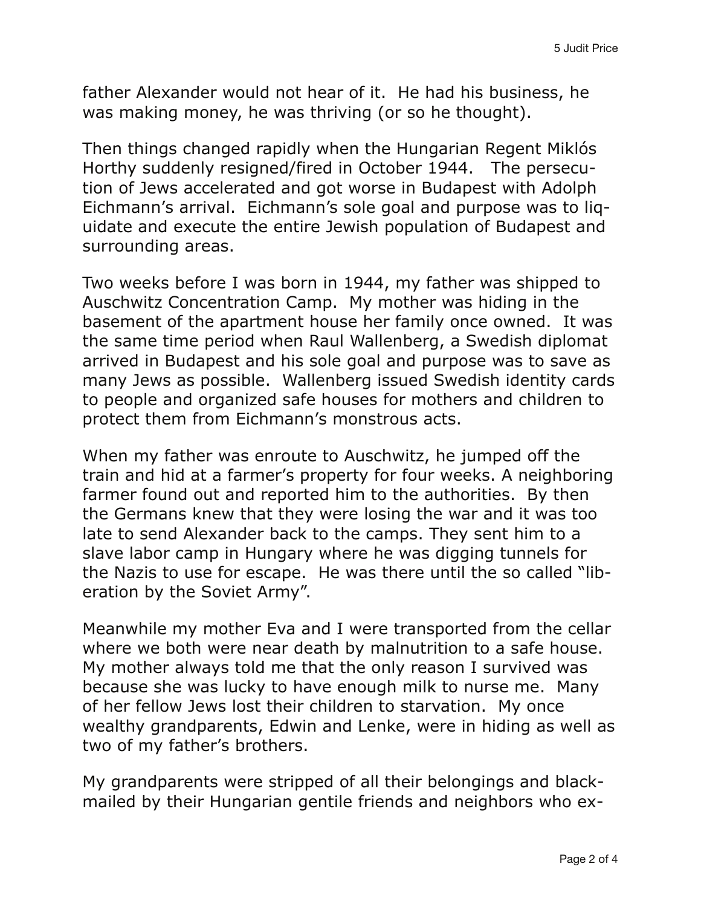father Alexander would not hear of it. He had his business, he was making money, he was thriving (or so he thought).

Then things changed rapidly when the Hungarian Regent Miklós Horthy suddenly resigned/fired in October 1944. The persecution of Jews accelerated and got worse in Budapest with Adolph Eichmann's arrival. Eichmann's sole goal and purpose was to liquidate and execute the entire Jewish population of Budapest and surrounding areas.

Two weeks before I was born in 1944, my father was shipped to Auschwitz Concentration Camp. My mother was hiding in the basement of the apartment house her family once owned. It was the same time period when Raul Wallenberg, a Swedish diplomat arrived in Budapest and his sole goal and purpose was to save as many Jews as possible. Wallenberg issued Swedish identity cards to people and organized safe houses for mothers and children to protect them from Eichmann's monstrous acts.

When my father was enroute to Auschwitz, he jumped off the train and hid at a farmer's property for four weeks. A neighboring farmer found out and reported him to the authorities. By then the Germans knew that they were losing the war and it was too late to send Alexander back to the camps. They sent him to a slave labor camp in Hungary where he was digging tunnels for the Nazis to use for escape. He was there until the so called "liberation by the Soviet Army".

Meanwhile my mother Eva and I were transported from the cellar where we both were near death by malnutrition to a safe house. My mother always told me that the only reason I survived was because she was lucky to have enough milk to nurse me. Many of her fellow Jews lost their children to starvation. My once wealthy grandparents, Edwin and Lenke, were in hiding as well as two of my father's brothers.

My grandparents were stripped of all their belongings and blackmailed by their Hungarian gentile friends and neighbors who ex-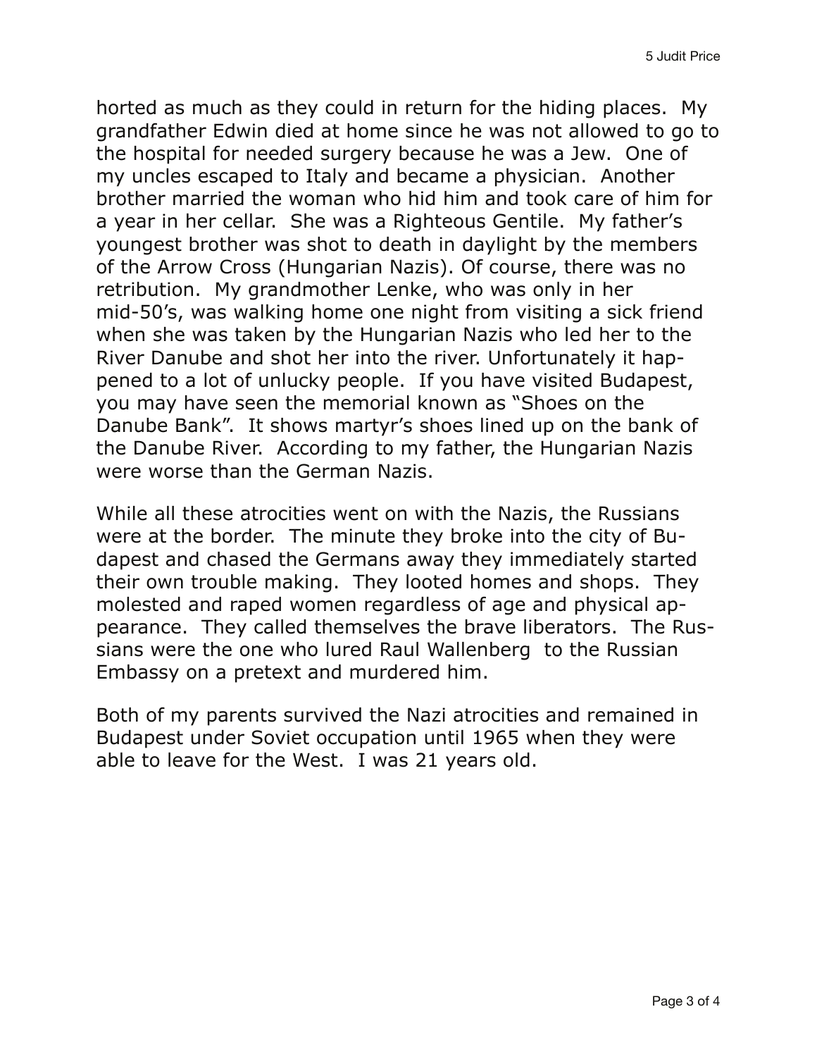horted as much as they could in return for the hiding places. My grandfather Edwin died at home since he was not allowed to go to the hospital for needed surgery because he was a Jew. One of my uncles escaped to Italy and became a physician. Another brother married the woman who hid him and took care of him for a year in her cellar. She was a Righteous Gentile. My father's youngest brother was shot to death in daylight by the members of the Arrow Cross (Hungarian Nazis). Of course, there was no retribution. My grandmother Lenke, who was only in her mid-50's, was walking home one night from visiting a sick friend when she was taken by the Hungarian Nazis who led her to the River Danube and shot her into the river. Unfortunately it happened to a lot of unlucky people. If you have visited Budapest, you may have seen the memorial known as "Shoes on the Danube Bank". It shows martyr's shoes lined up on the bank of the Danube River. According to my father, the Hungarian Nazis were worse than the German Nazis.

While all these atrocities went on with the Nazis, the Russians were at the border. The minute they broke into the city of Budapest and chased the Germans away they immediately started their own trouble making. They looted homes and shops. They molested and raped women regardless of age and physical appearance. They called themselves the brave liberators. The Russians were the one who lured Raul Wallenberg to the Russian Embassy on a pretext and murdered him.

Both of my parents survived the Nazi atrocities and remained in Budapest under Soviet occupation until 1965 when they were able to leave for the West. I was 21 years old.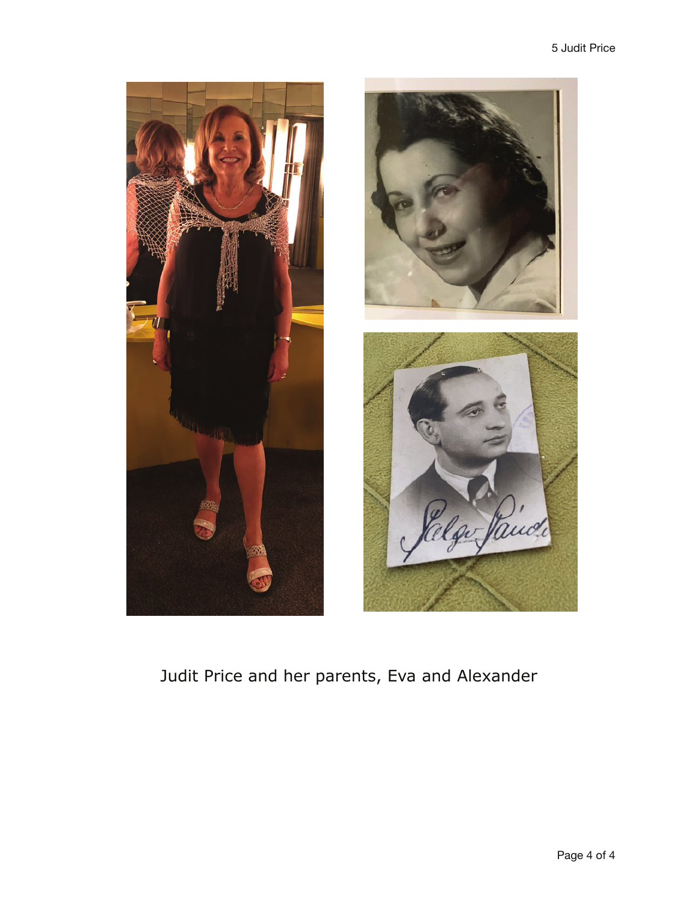Judit Price and her parents, Eva and Alexander